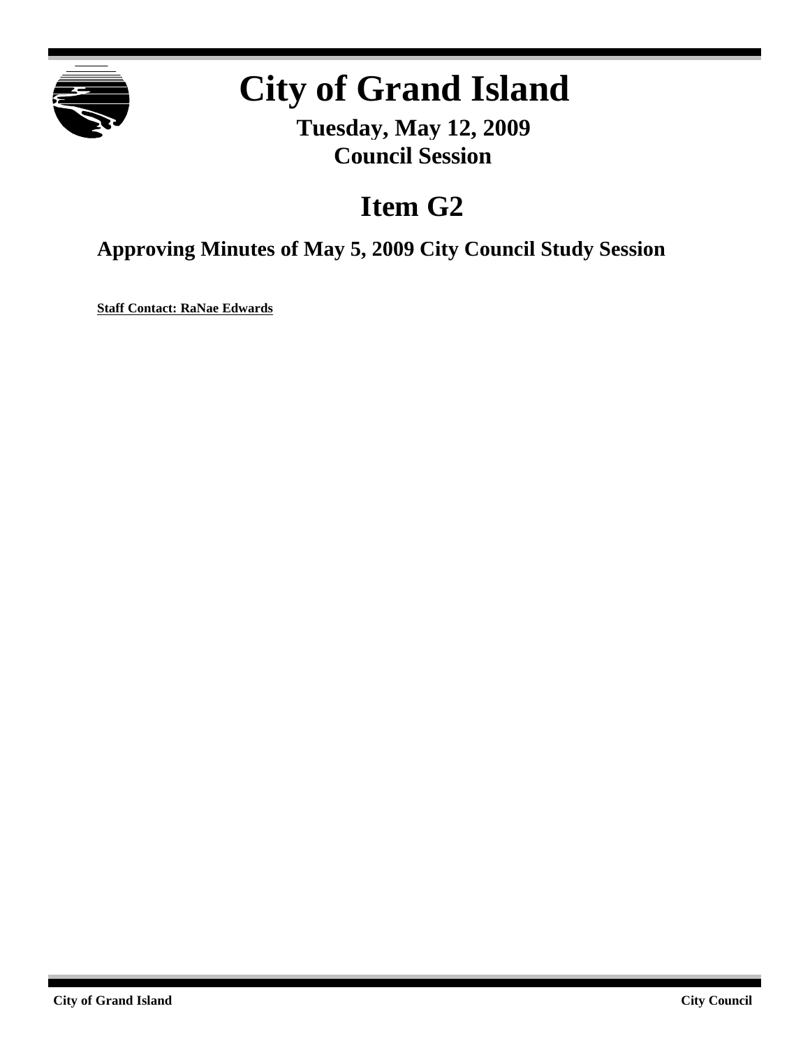# City of Grand Island

**Tuesday, May 12, 2009**
**Council Session**

## Item G2

### Approving Minutes of May 5, 2009 City Council Study Session

**Staff Contact: RaNae Edwards**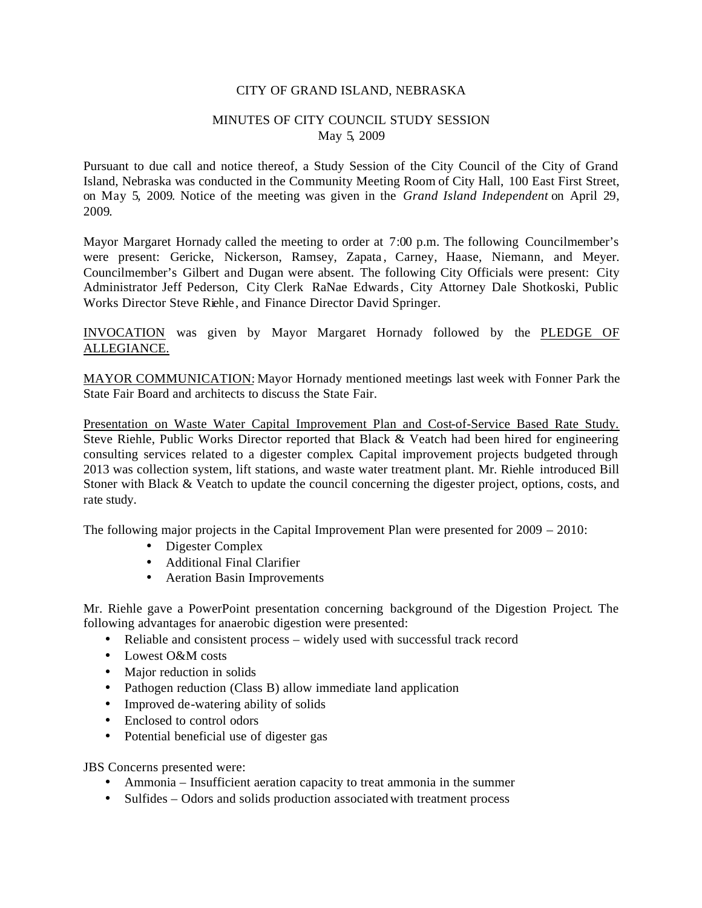CITY OF GRAND ISLAND, NEBRASKA

MINUTES OF CITY COUNCIL STUDY SESSION
May 5, 2009

Pursuant to due call and notice thereof, a Study Session of the City Council of the City of Grand Island, Nebraska was conducted in the Community Meeting Room of City Hall, 100 East First Street, on May 5, 2009. Notice of the meeting was given in the *Grand Island Independent* on April 29, 2009.

Mayor Margaret Hornady called the meeting to order at 7:00 p.m. The following Councilmember's were present: Gericke, Nickerson, Ramsey, Zapata, Carney, Haase, Niemann, and Meyer. Councilmember's Gilbert and Dugan were absent. The following City Officials were present: City Administrator Jeff Pederson, City Clerk RaNae Edwards, City Attorney Dale Shotkoski, Public Works Director Steve Riehle, and Finance Director David Springer.

INVOCATION was given by Mayor Margaret Hornady followed by the PLEDGE OF ALLEGIANCE.

MAYOR COMMUNICATION: Mayor Hornady mentioned meetings last week with Fonner Park the State Fair Board and architects to discuss the State Fair.

Presentation on Waste Water Capital Improvement Plan and Cost-of-Service Based Rate Study. Steve Riehle, Public Works Director reported that Black & Veatch had been hired for engineering consulting services related to a digester complex. Capital improvement projects budgeted through 2013 was collection system, lift stations, and waste water treatment plant. Mr. Riehle introduced Bill Stoner with Black & Veatch to update the council concerning the digester project, options, costs, and rate study.

The following major projects in the Capital Improvement Plan were presented for 2009 – 2010:

- Digester Complex
- Additional Final Clarifier
- Aeration Basin Improvements

Mr. Riehle gave a PowerPoint presentation concerning background of the Digestion Project. The following advantages for anaerobic digestion were presented:

- Reliable and consistent process – widely used with successful track record
- Lowest O&M costs
- Major reduction in solids
- Pathogen reduction (Class B) allow immediate land application
- Improved de-watering ability of solids
- Enclosed to control odors
- Potential beneficial use of digester gas

JBS Concerns presented were:

- Ammonia – Insufficient aeration capacity to treat ammonia in the summer
- Sulfides – Odors and solids production associated with treatment process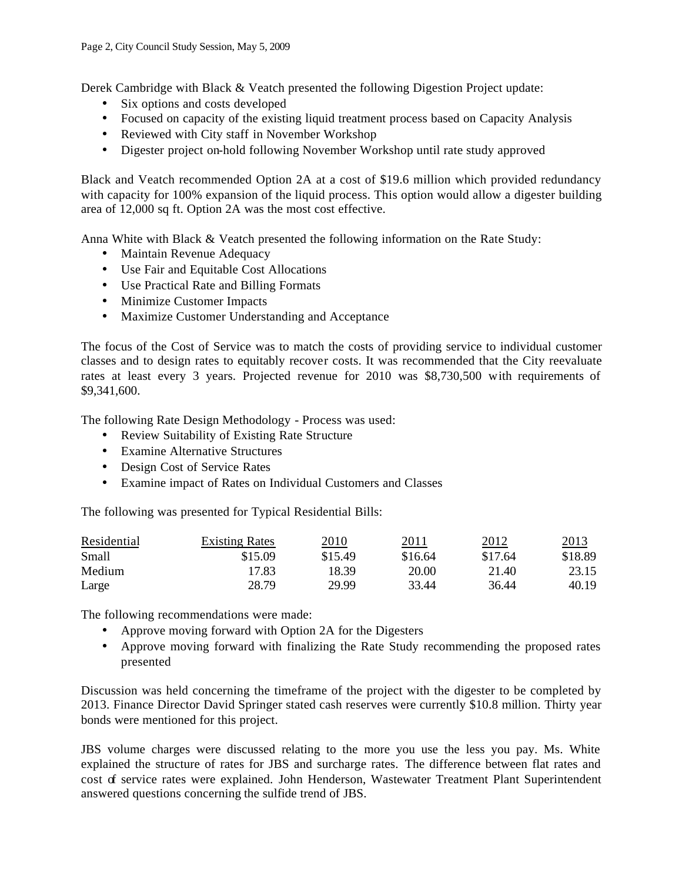Derek Cambridge with Black & Veatch presented the following Digestion Project update:

- Six options and costs developed
- Focused on capacity of the existing liquid treatment process based on Capacity Analysis
- Reviewed with City staff in November Workshop
- Digester project on-hold following November Workshop until rate study approved

Black and Veatch recommended Option 2A at a cost of $19.6 million which provided redundancy with capacity for 100% expansion of the liquid process. This option would allow a digester building area of 12,000 sq ft. Option 2A was the most cost effective.

Anna White with Black & Veatch presented the following information on the Rate Study:

- Maintain Revenue Adequacy
- Use Fair and Equitable Cost Allocations
- Use Practical Rate and Billing Formats
- Minimize Customer Impacts
- Maximize Customer Understanding and Acceptance

The focus of the Cost of Service was to match the costs of providing service to individual customer classes and to design rates to equitably recover costs. It was recommended that the City reevaluate rates at least every 3 years. Projected revenue for 2010 was $8,730,500 with requirements of $9,341,600.

The following Rate Design Methodology - Process was used:

- Review Suitability of Existing Rate Structure
- Examine Alternative Structures
- Design Cost of Service Rates
- Examine impact of Rates on Individual Customers and Classes

The following was presented for Typical Residential Bills:

| Residential | Existing Rates | 2010 | 2011 | 2012 | 2013 |
|---|---|---|---|---|---|
| Small | $15.09 | $15.49 | $16.64 | $17.64 | $18.89 |
| Medium | 17.83 | 18.39 | 20.00 | 21.40 | 23.15 |
| Large | 28.79 | 29.99 | 33.44 | 36.44 | 40.19 |

The following recommendations were made:

- Approve moving forward with Option 2A for the Digesters
- Approve moving forward with finalizing the Rate Study recommending the proposed rates presented

Discussion was held concerning the timeframe of the project with the digester to be completed by 2013. Finance Director David Springer stated cash reserves were currently $10.8 million. Thirty year bonds were mentioned for this project.

JBS volume charges were discussed relating to the more you use the less you pay. Ms. White explained the structure of rates for JBS and surcharge rates. The difference between flat rates and cost of service rates were explained. John Henderson, Wastewater Treatment Plant Superintendent answered questions concerning the sulfide trend of JBS.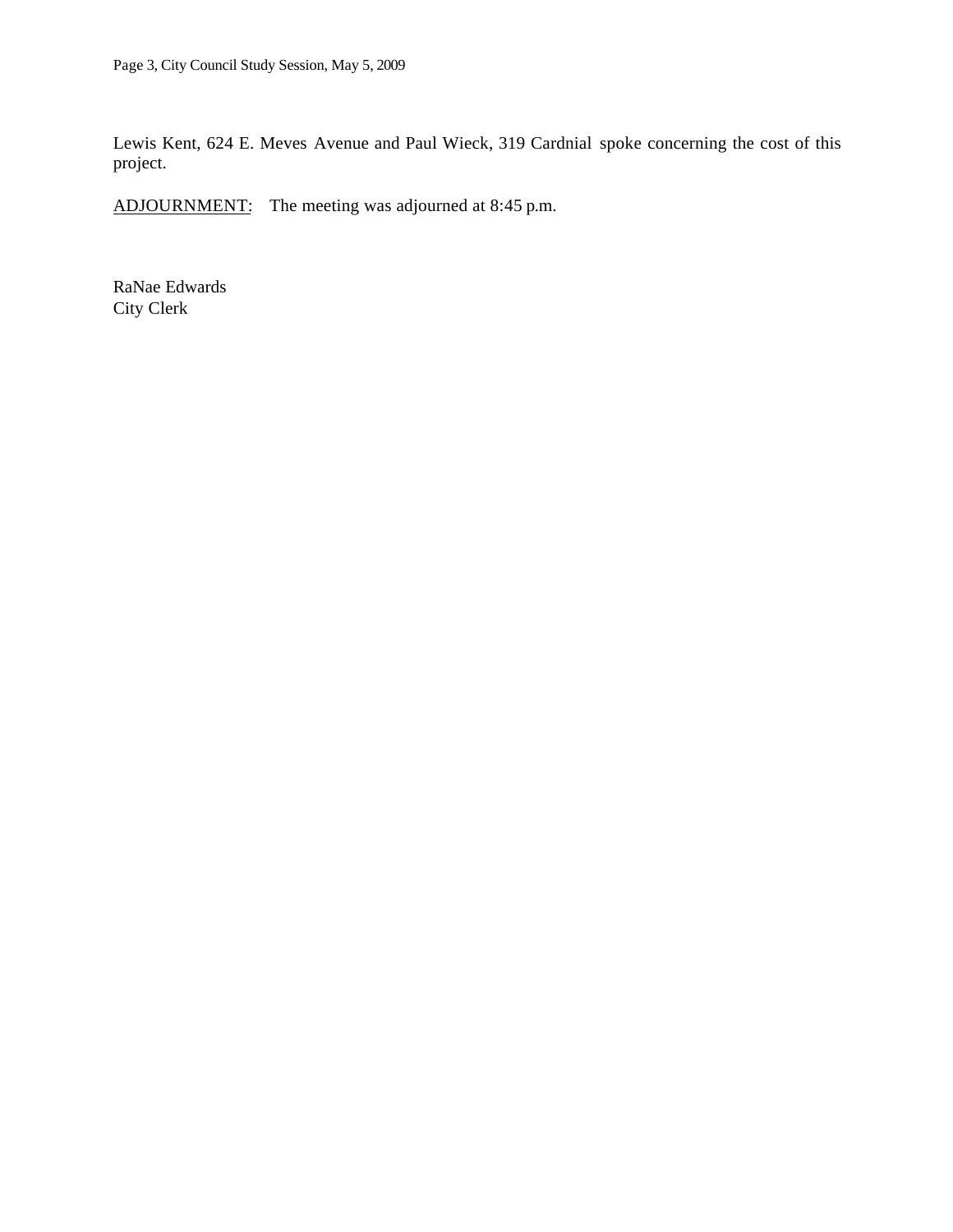Lewis Kent, 624 E. Meves Avenue and Paul Wieck, 319 Cardnial spoke concerning the cost of this project.

<u>ADJOURNMENT</u>: The meeting was adjourned at 8:45 p.m.

RaNae Edwards
City Clerk